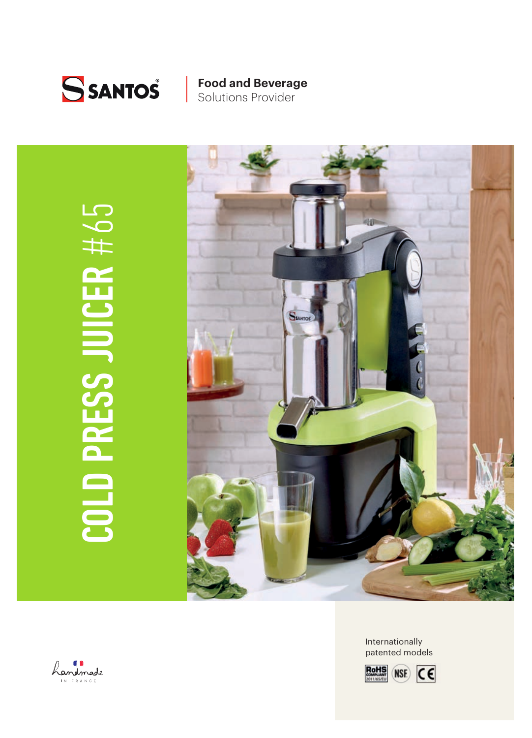SANTOS

**Food and Beverage**
Solutions Provider

# COLD PRESS JUICER #65

Handmade IN FRANCE

Internationally patented models

RoHS COMPLIANT 2011/65/EU NSF CE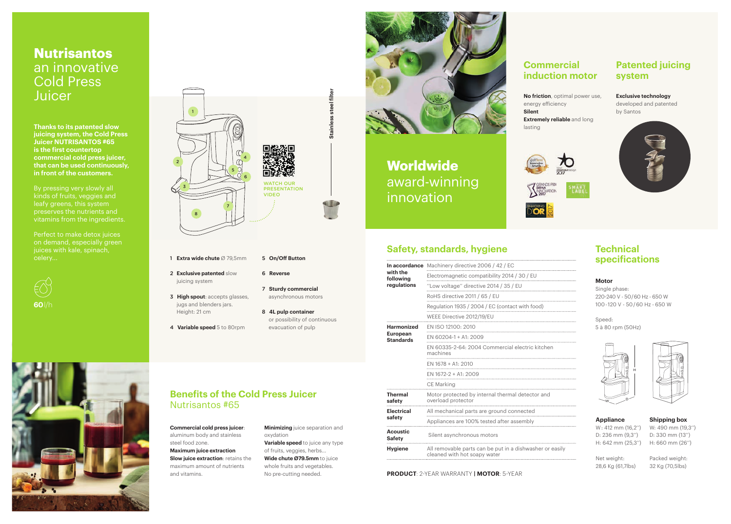# Nutrisantos an innovative Cold Press Juicer

**Thanks to its patented slow juicing system, the Cold Press Juicer NUTRISANTOS #65 is the first countertop commercial cold press juicer, that can be used continuously, in front of the customers.**

By pressing very slowly all kinds of fruits, veggies and leafy greens, this system preserves the nutrients and vitamins from the ingredients.

Perfect to make detox juices on demand, especially green juices with kale, spinach, celery...

**60** l/h

WATCH OUR PRESENTATION VIDEO

Stainless steel filter

1. **Extra wide chute** Ø 79,5mm
2. **Exclusive patented** slow juicing system
3. **High spout**: accepts glasses, jugs and blenders jars. Height: 21 cm
4. **Variable speed** 5 to 80rpm
5. **On/Off Button**
6. **Reverse**
7. **Sturdy commercial** asynchronous motors
8. **4L pulp container** or possibility of continuous evacuation of pulp

## Benefits of the Cold Press Juicer Nutrisantos #65

**Commercial cold press juicer**: aluminum body and stainless steel food zone.
**Maximum juice extraction**
**Slow juice extraction**: retains the maximum amount of nutrients and vitamins.

**Minimizing** juice separation and oxydation
**Variable speed** to juice any type of fruits, veggies, herbs...
**Wide chute Ø79.5mm** to juice whole fruits and vegetables. No pre-cutting needed.

# Worldwide award-winning innovation

## Commercial induction motor

**No friction**, optimal power use, energy efficiency
**Silent**
**Extremely reliable** and long lasting

## Patented juicing system

**Exclusive technology** developed and patented by Santos

## Safety, standards, hygiene

| | |
|---|---|
| **In accordance with the following regulations** | Machinery directive 2006 / 42 / EC |
| | Electromagnetic compatibility 2014 / 30 / EU |
| | "Low voltage" directive 2014 / 35 / EU |
| | RoHS directive 2011 / 65 / EU |
| | Regulation 1935 / 2004 / EC (contact with food) |
| | WEEE Directive 2012/19/EU |
| **Harmonized European Standards** | EN ISO 12100: 2010 |
| | EN 60204-1 + A1: 2009 |
| | EN 60335-2-64: 2004 Commercial electric kitchen machines |
| | EN 1678 + A1: 2010 |
| | EN 1672-2 + A1: 2009 |
| | CE Marking |
| **Thermal safety** | Motor protected by internal thermal detector and overload protector |
| **Electrical safety** | All mechanical parts are ground connected |
| | Appliances are 100% tested after assembly |
| **Acoustic Safety** | Silent asynchronous motors |
| **Hygiene** | All removable parts can be put in a dishwasher or easily cleaned with hot soapy water |

**PRODUCT**: 2-YEAR WARRANTY | **MOTOR**: 5-YEAR

## Technical specifications

**Motor**
Single phase:
220-240 V - 50/60 Hz - 650 W
100-120 V - 50/60 Hz - 650 W

Speed:
5 à 80 rpm (50Hz)

**Appliance**
W: 412 mm (16,2'')
D: 236 mm (9,3'')
H: 642 mm (25,3'')

Net weight:
28,6 Kg (61,7lbs)

**Shipping box**
W: 490 mm (19,3'')
D: 330 mm (13'')
H: 660 mm (26'')

Packed weight:
32 Kg (70,5lbs)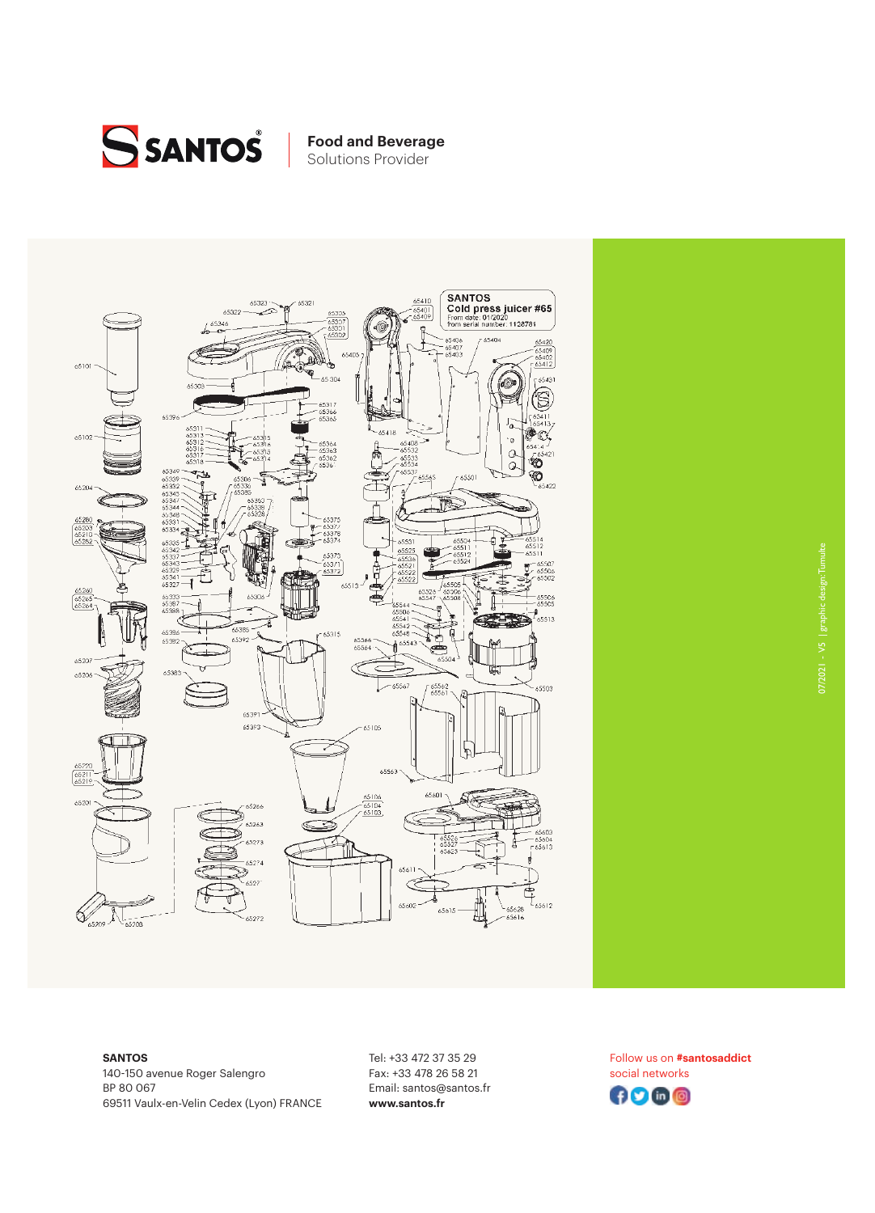**SANTOS** **Food and Beverage** Solutions Provider

SANTOS
Cold press juicer #65
From date: 01/2020
from serial number: 1128781

65101
65102
65204
65280
65209
65210
65262
65260
65265
65264
65207
65206
65220
65211
65219
65201
65209
65208
65323
65321
65322
65346
65335
65307
65301
65302
65303
65304
65396
65317
65366
65365
65311
65313
65312
65316
65317
65318
65315
65316
65313
65314
65364
65363
65362
65361
65349
65339
65352
65345
65347
65344
65348
65331
65334
65306
65336
65385
65350
65338
65328
65375
65377
65378
65376
65325
65342
65337
65343
65329
65341
65327
65373
65371
65372
65333
65387
65388
65306
65386
65382
65385
65392
65383
65315
65391
65393
65105
65266
65263
65273
65274
65271
65272
65410
65401
65409
65405
65406
65407
65403
65404
65420
65409
65402
65412
65431
65411
65413
65414
65421
65422
65418
65408
65532
65533
65534
65537
65545
65501
65531
65525
65536
65521
65522
65515
65504
65511
65512
65524
65514
65512
65511
65507
65506
65502
65505
65506
65508
65528
65547
65544
65506
65541
65542
65548
65543
65566
65564
65504
65506
65505
65513
65503
65567
65562
65561
65563
65106
65104
65103
65601
65603
65604
65613
65626
65627
65623
65611
65602
65615
65628
65616
65612

07/2021 - V5 | graphic design Tumulte

**SANTOS**
140-150 avenue Roger Salengro
BP 80 067
69511 Vaulx-en-Velin Cedex (Lyon) FRANCE

Tel: +33 472 37 35 29
Fax: +33 478 26 58 21
Email: santos@santos.fr
**www.santos.fr**

Follow us on **#santosaddict**
social networks